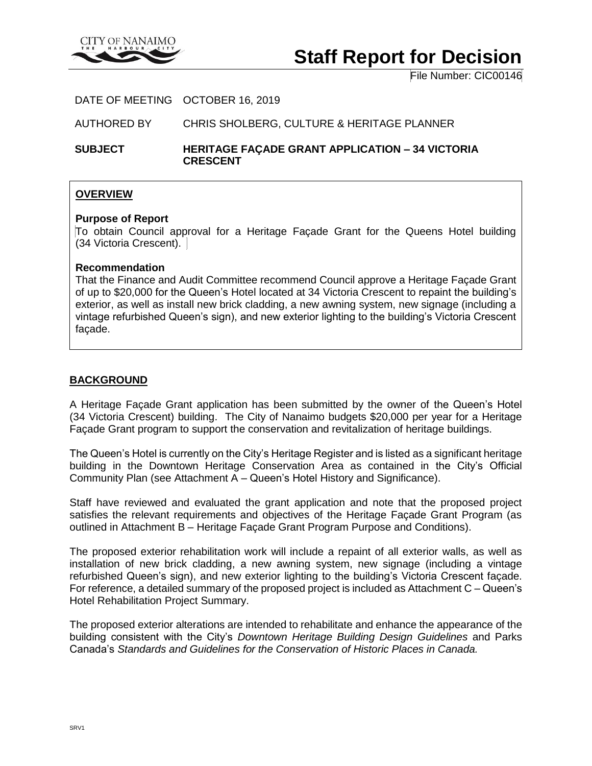# Staff Report for Decision

File Number: CIC00146

DATE OF MEETING OCTOBER 16, 2019

AUTHORED BY CHRIS SHOLBERG, CULTURE & HERITAGE PLANNER

**SUBJECT HERITAGE FAÇADE GRANT APPLICATION – 34 VICTORIA CRESCENT**

## OVERVIEW

**Purpose of Report**

To obtain Council approval for a Heritage Façade Grant for the Queens Hotel building (34 Victoria Crescent).

**Recommendation**

That the Finance and Audit Committee recommend Council approve a Heritage Façade Grant of up to $20,000 for the Queen's Hotel located at 34 Victoria Crescent to repaint the building's exterior, as well as install new brick cladding, a new awning system, new signage (including a vintage refurbished Queen's sign), and new exterior lighting to the building's Victoria Crescent façade.

## BACKGROUND

A Heritage Façade Grant application has been submitted by the owner of the Queen's Hotel (34 Victoria Crescent) building. The City of Nanaimo budgets $20,000 per year for a Heritage Façade Grant program to support the conservation and revitalization of heritage buildings.

The Queen's Hotel is currently on the City's Heritage Register and is listed as a significant heritage building in the Downtown Heritage Conservation Area as contained in the City's Official Community Plan (see Attachment A – Queen's Hotel History and Significance).

Staff have reviewed and evaluated the grant application and note that the proposed project satisfies the relevant requirements and objectives of the Heritage Façade Grant Program (as outlined in Attachment B – Heritage Façade Grant Program Purpose and Conditions).

The proposed exterior rehabilitation work will include a repaint of all exterior walls, as well as installation of new brick cladding, a new awning system, new signage (including a vintage refurbished Queen's sign), and new exterior lighting to the building's Victoria Crescent façade. For reference, a detailed summary of the proposed project is included as Attachment C – Queen's Hotel Rehabilitation Project Summary.

The proposed exterior alterations are intended to rehabilitate and enhance the appearance of the building consistent with the City's *Downtown Heritage Building Design Guidelines* and Parks Canada's *Standards and Guidelines for the Conservation of Historic Places in Canada.*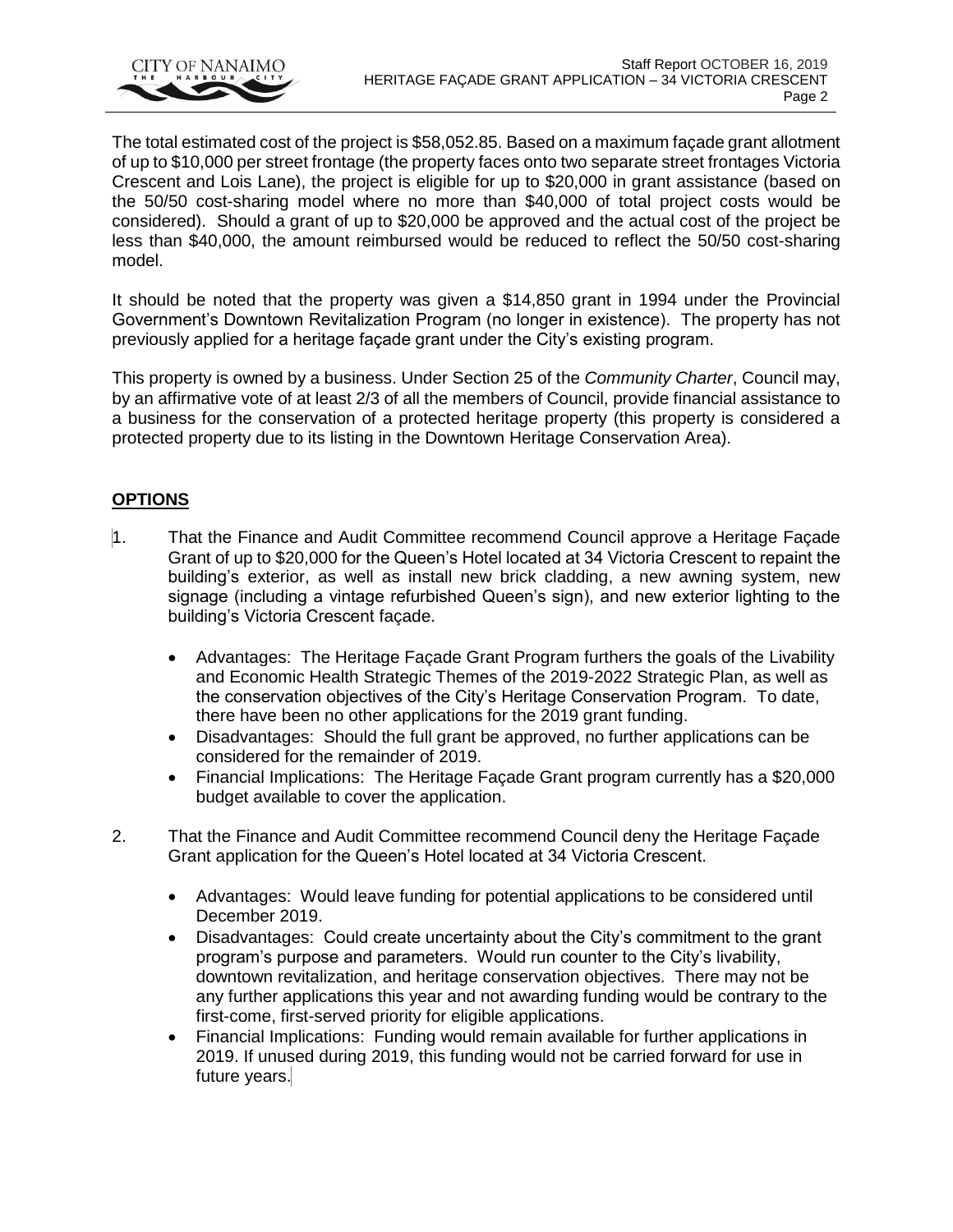The total estimated cost of the project is $58,052.85. Based on a maximum façade grant allotment of up to $10,000 per street frontage (the property faces onto two separate street frontages Victoria Crescent and Lois Lane), the project is eligible for up to $20,000 in grant assistance (based on the 50/50 cost-sharing model where no more than $40,000 of total project costs would be considered). Should a grant of up to $20,000 be approved and the actual cost of the project be less than $40,000, the amount reimbursed would be reduced to reflect the 50/50 cost-sharing model.

It should be noted that the property was given a $14,850 grant in 1994 under the Provincial Government's Downtown Revitalization Program (no longer in existence). The property has not previously applied for a heritage façade grant under the City's existing program.

This property is owned by a business. Under Section 25 of the *Community Charter*, Council may, by an affirmative vote of at least 2/3 of all the members of Council, provide financial assistance to a business for the conservation of a protected heritage property (this property is considered a protected property due to its listing in the Downtown Heritage Conservation Area).

## **OPTIONS**

1. That the Finance and Audit Committee recommend Council approve a Heritage Façade Grant of up to $20,000 for the Queen's Hotel located at 34 Victoria Crescent to repaint the building's exterior, as well as install new brick cladding, a new awning system, new signage (including a vintage refurbished Queen's sign), and new exterior lighting to the building's Victoria Crescent façade.

    - Advantages: The Heritage Façade Grant Program furthers the goals of the Livability and Economic Health Strategic Themes of the 2019-2022 Strategic Plan, as well as the conservation objectives of the City's Heritage Conservation Program. To date, there have been no other applications for the 2019 grant funding.
    - Disadvantages: Should the full grant be approved, no further applications can be considered for the remainder of 2019.
    - Financial Implications: The Heritage Façade Grant program currently has a $20,000 budget available to cover the application.

2. That the Finance and Audit Committee recommend Council deny the Heritage Façade Grant application for the Queen's Hotel located at 34 Victoria Crescent.

    - Advantages: Would leave funding for potential applications to be considered until December 2019.
    - Disadvantages: Could create uncertainty about the City's commitment to the grant program's purpose and parameters. Would run counter to the City's livability, downtown revitalization, and heritage conservation objectives. There may not be any further applications this year and not awarding funding would be contrary to the first-come, first-served priority for eligible applications.
    - Financial Implications: Funding would remain available for further applications in 2019. If unused during 2019, this funding would not be carried forward for use in future years.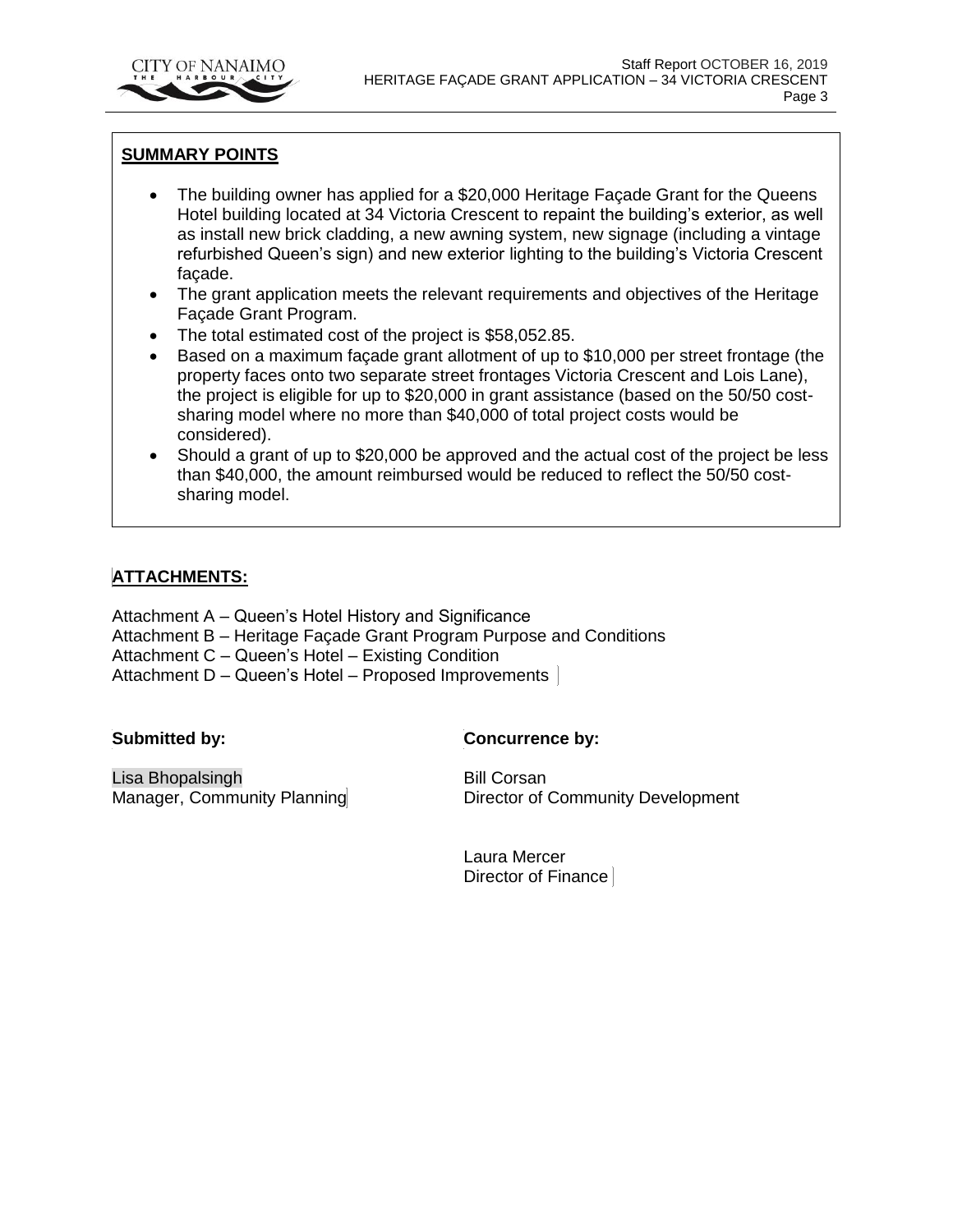## SUMMARY POINTS

- The building owner has applied for a $20,000 Heritage Façade Grant for the Queens Hotel building located at 34 Victoria Crescent to repaint the building's exterior, as well as install new brick cladding, a new awning system, new signage (including a vintage refurbished Queen's sign) and new exterior lighting to the building's Victoria Crescent façade.
- The grant application meets the relevant requirements and objectives of the Heritage Façade Grant Program.
- The total estimated cost of the project is $58,052.85.
- Based on a maximum façade grant allotment of up to $10,000 per street frontage (the property faces onto two separate street frontages Victoria Crescent and Lois Lane), the project is eligible for up to $20,000 in grant assistance (based on the 50/50 cost-sharing model where no more than $40,000 of total project costs would be considered).
- Should a grant of up to $20,000 be approved and the actual cost of the project be less than $40,000, the amount reimbursed would be reduced to reflect the 50/50 cost-sharing model.

## ATTACHMENTS:

Attachment A – Queen's Hotel History and Significance
Attachment B – Heritage Façade Grant Program Purpose and Conditions
Attachment C – Queen's Hotel – Existing Condition
Attachment D – Queen's Hotel – Proposed Improvements

**Submitted by:**

Lisa Bhopalsingh
Manager, Community Planning

**Concurrence by:**

Bill Corsan
Director of Community Development

Laura Mercer
Director of Finance